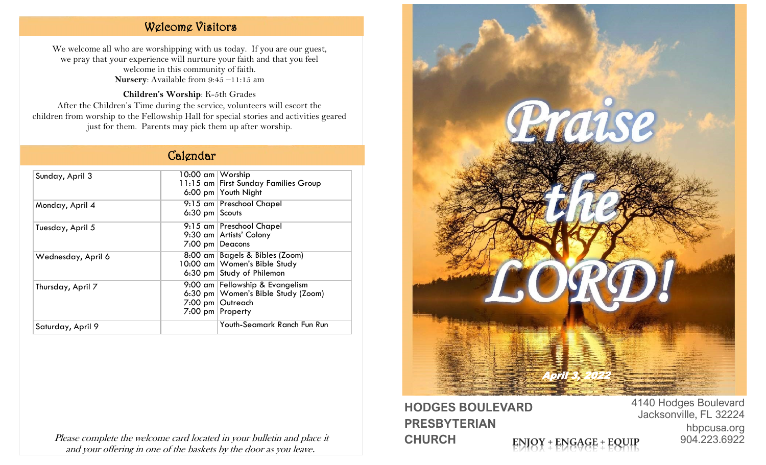## Welcome Visitors

We welcome all who are worshipping with us today. If you are our guest, we pray that your experience will nurture your faith and that you feel welcome in this community of faith.

**Nursery**: Available from 9:45 –11:15 am

**Children's Worship**: K-5th Grades

After the Children's Time during the service, volunteers will escort the children from worship to the Fellowship Hall for special stories and activities geared just for them. Parents may pick them up after worship.

## Calendar

| | | |
|---|---|---|
| Sunday, April 3 | 10:00 am<br>11:15 am<br>6:00 pm | Worship<br>First Sunday Families Group<br>Youth Night |
| Monday, April 4 | 9:15 am<br>6:30 pm | Preschool Chapel<br>Scouts |
| Tuesday, April 5 | 9:15 am<br>9:30 am<br>7:00 pm | Preschool Chapel<br>Artists' Colony<br>Deacons |
| Wednesday, April 6 | 8:00 am<br>10:00 am<br>6:30 pm | Bagels & Bibles (Zoom)<br>Women's Bible Study<br>Study of Philemon |
| Thursday, April 7 | 9:00 am<br>6:30 pm<br>7:00 pm<br>7:00 pm | Fellowship & Evangelism<br>Women's Bible Study (Zoom)<br>Outreach<br>Property |
| Saturday, April 9 | | Youth-Seamark Ranch Fun Run |

*Please complete the welcome card located in your bulletin and place it and your offering in one of the baskets by the door as you leave.*

# Praise the LORD!

*April 3, 2022*

**HODGES BOULEVARD PRESBYTERIAN CHURCH**

ENJOY + ENGAGE + EQUIP

4140 Hodges Boulevard
Jacksonville, FL 32224
hbpcusa.org
904.223.6922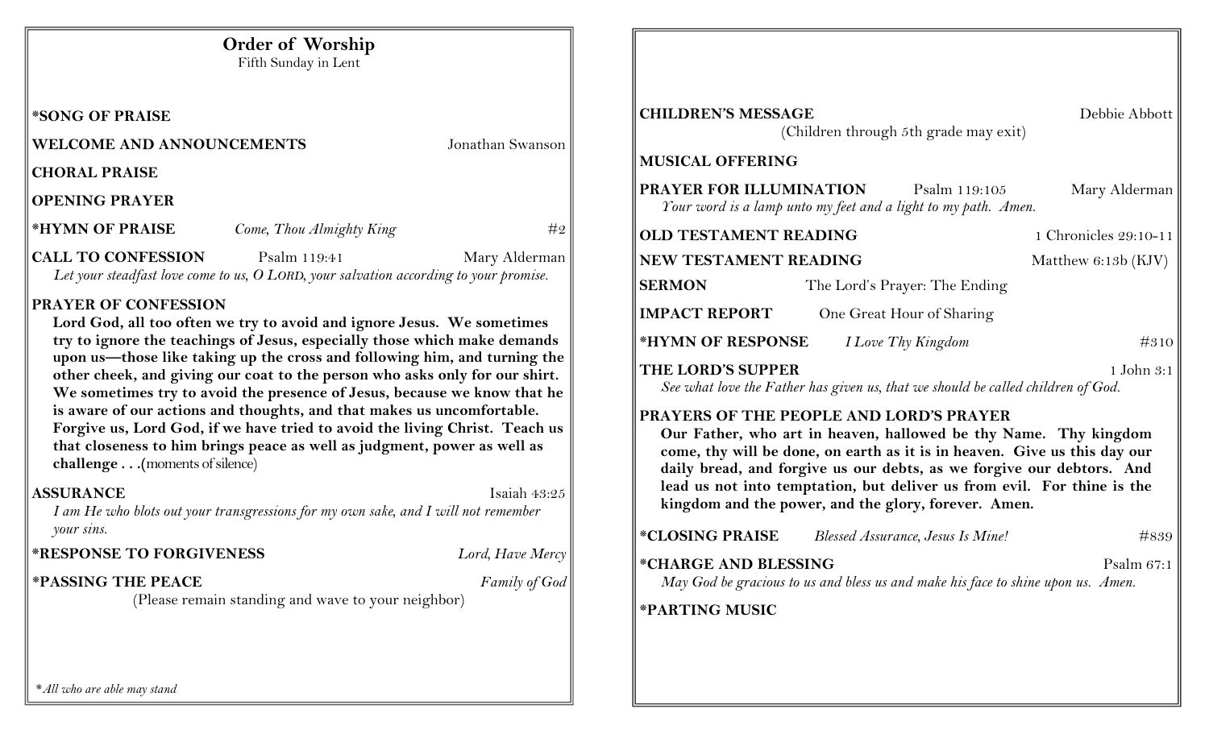# Order of Worship

Fifth Sunday in Lent

**\*SONG OF PRAISE**

**WELCOME AND ANNOUNCEMENTS** Jonathan Swanson

**CHORAL PRAISE**

**OPENING PRAYER**

**\*HYMN OF PRAISE** *Come, Thou Almighty King* #2

**CALL TO CONFESSION** Psalm 119:41 Mary Alderman

*Let your steadfast love come to us, O LORD, your salvation according to your promise.*

**PRAYER OF CONFESSION**

**Lord God, all too often we try to avoid and ignore Jesus. We sometimes try to ignore the teachings of Jesus, especially those which make demands upon us—those like taking up the cross and following him, and turning the other cheek, and giving our coat to the person who asks only for our shirt. We sometimes try to avoid the presence of Jesus, because we know that he is aware of our actions and thoughts, and that makes us uncomfortable. Forgive us, Lord God, if we have tried to avoid the living Christ. Teach us that closeness to him brings peace as well as judgment, power as well as challenge . . .**(moments of silence)

**ASSURANCE** Isaiah 43:25

*I am He who blots out your transgressions for my own sake, and I will not remember your sins.*

**\*RESPONSE TO FORGIVENESS** *Lord, Have Mercy*

**\*PASSING THE PEACE** *Family of God*

(Please remain standing and wave to your neighbor)

*\*All who are able may stand*

**CHILDREN'S MESSAGE** Debbie Abbott

(Children through 5th grade may exit)

**MUSICAL OFFERING**

**PRAYER FOR ILLUMINATION** Psalm 119:105 Mary Alderman

*Your word is a lamp unto my feet and a light to my path. Amen.*

**OLD TESTAMENT READING** 1 Chronicles 29:10-11

**NEW TESTAMENT READING** Matthew 6:13b (KJV)

**SERMON** The Lord's Prayer: The Ending

**IMPACT REPORT** One Great Hour of Sharing

**\*HYMN OF RESPONSE** *I Love Thy Kingdom* #310

**THE LORD'S SUPPER** 1 John 3:1

*See what love the Father has given us, that we should be called children of God.*

**PRAYERS OF THE PEOPLE AND LORD'S PRAYER**

**Our Father, who art in heaven, hallowed be thy Name. Thy kingdom come, thy will be done, on earth as it is in heaven. Give us this day our daily bread, and forgive us our debts, as we forgive our debtors. And lead us not into temptation, but deliver us from evil. For thine is the kingdom and the power, and the glory, forever. Amen.**

**\*CLOSING PRAISE** *Blessed Assurance, Jesus Is Mine!* #839

**\*CHARGE AND BLESSING** Psalm 67:1

*May God be gracious to us and bless us and make his face to shine upon us. Amen.*

**\*PARTING MUSIC**